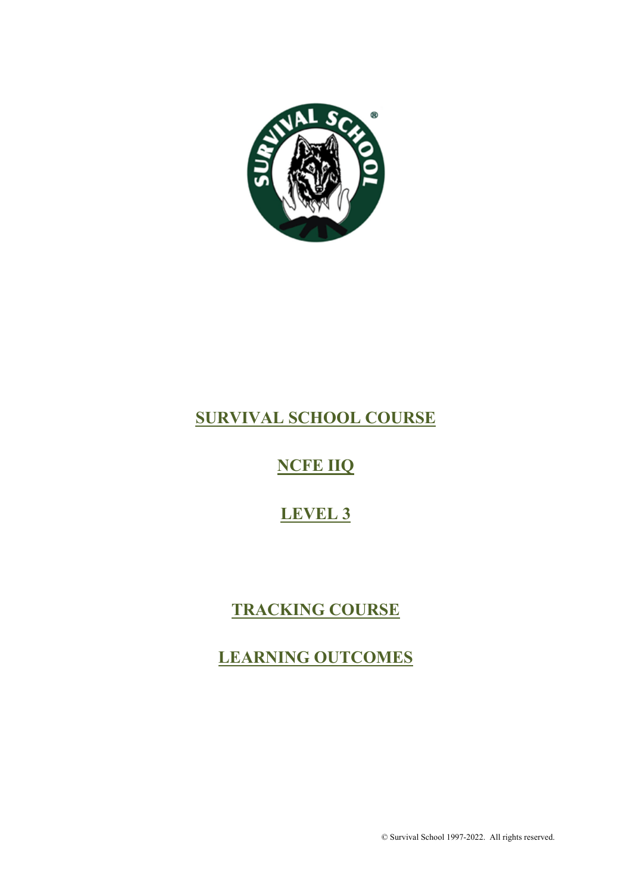# SURVIVAL SCHOOL COURSE

## NCFE IIQ

## LEVEL 3

## TRACKING COURSE

## LEARNING OUTCOMES

© Survival School 1997-2022. All rights reserved.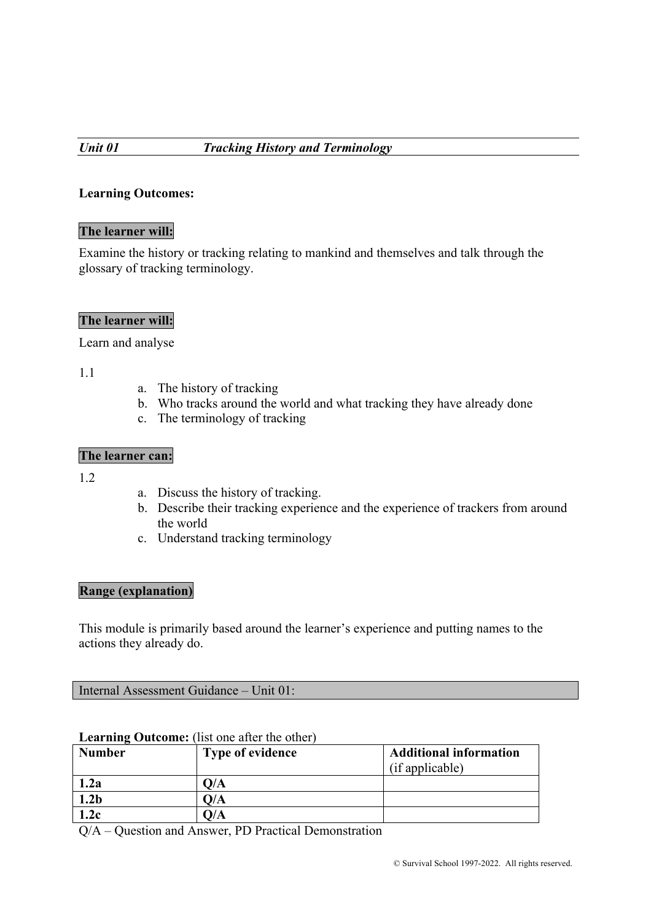## *Unit 01 — Tracking History and Terminology*

**Learning Outcomes:**

**The learner will:**

Examine the history or tracking relating to mankind and themselves and talk through the glossary of tracking terminology.

**The learner will:**

Learn and analyse

1.1

a. The history of tracking
b. Who tracks around the world and what tracking they have already done
c. The terminology of tracking

**The learner can:**

1.2

a. Discuss the history of tracking.
b. Describe their tracking experience and the experience of trackers from around the world
c. Understand tracking terminology

**Range (explanation)**

This module is primarily based around the learner's experience and putting names to the actions they already do.

Internal Assessment Guidance – Unit 01:

**Learning Outcome:** (list one after the other)

| **Number** | **Type of evidence** | **Additional information** (if applicable) |
|---|---|---|
| **1.2a** | **Q/A** | |
| **1.2b** | **Q/A** | |
| **1.2c** | **Q/A** | |

Q/A – Question and Answer, PD Practical Demonstration

© Survival School 1997-2022. All rights reserved.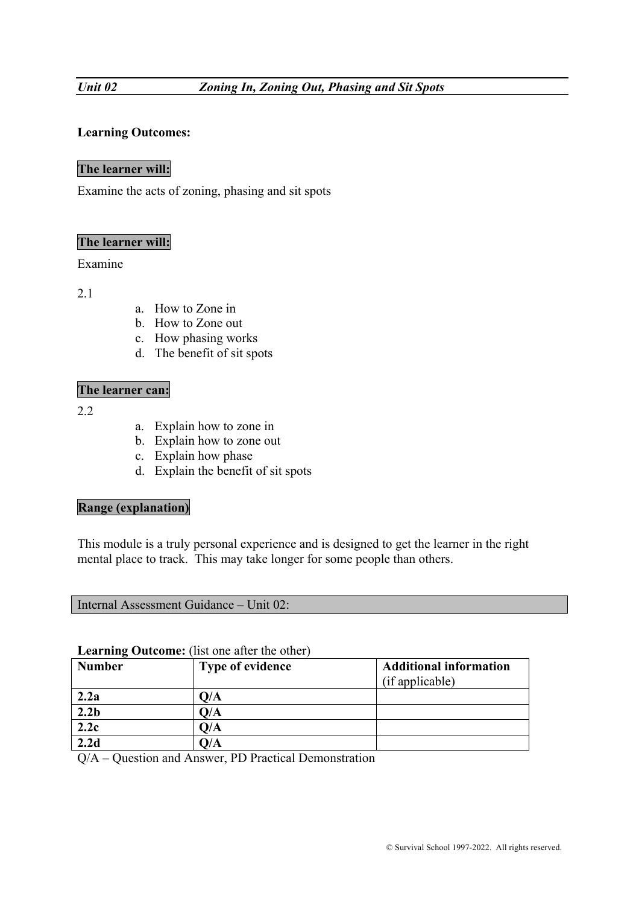***Unit 02 — Zoning In, Zoning Out, Phasing and Sit Spots***

**Learning Outcomes:**

**The learner will:**

Examine the acts of zoning, phasing and sit spots

**The learner will:**

Examine

2.1

a. How to Zone in
b. How to Zone out
c. How phasing works
d. The benefit of sit spots

**The learner can:**

2.2

a. Explain how to zone in
b. Explain how to zone out
c. Explain how phase
d. Explain the benefit of sit spots

**Range (explanation)**

This module is a truly personal experience and is designed to get the learner in the right mental place to track. This may take longer for some people than others.

Internal Assessment Guidance – Unit 02:

**Learning Outcome:** (list one after the other)

| **Number** | **Type of evidence** | **Additional information** (if applicable) |
|---|---|---|
| **2.2a** | **Q/A** | |
| **2.2b** | **Q/A** | |
| **2.2c** | **Q/A** | |
| **2.2d** | **Q/A** | |

Q/A – Question and Answer, PD Practical Demonstration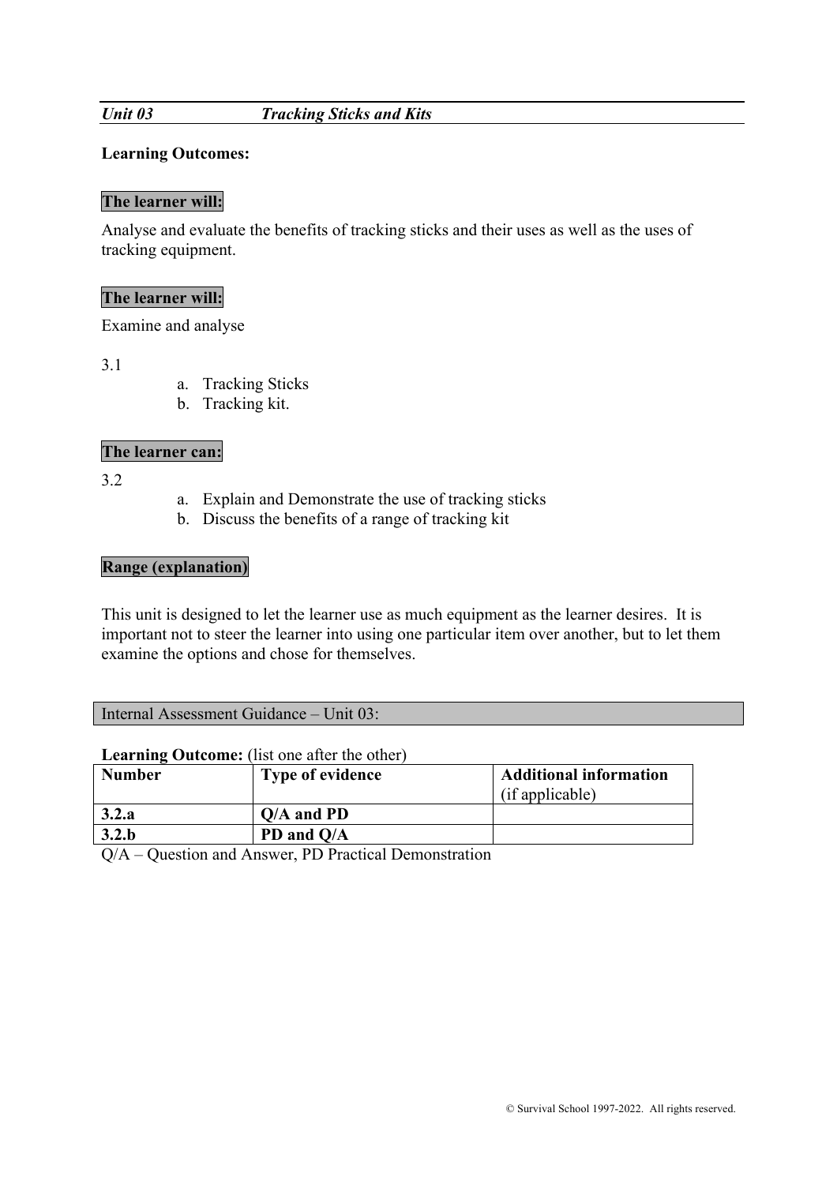## *Unit 03 Tracking Sticks and Kits*

**Learning Outcomes:**

**The learner will:**

Analyse and evaluate the benefits of tracking sticks and their uses as well as the uses of tracking equipment.

**The learner will:**

Examine and analyse

3.1

a. Tracking Sticks
b. Tracking kit.

**The learner can:**

3.2

a. Explain and Demonstrate the use of tracking sticks
b. Discuss the benefits of a range of tracking kit

**Range (explanation)**

This unit is designed to let the learner use as much equipment as the learner desires. It is important not to steer the learner into using one particular item over another, but to let them examine the options and chose for themselves.

Internal Assessment Guidance – Unit 03:

**Learning Outcome:** (list one after the other)

| **Number** | **Type of evidence** | **Additional information** (if applicable) |
| --- | --- | --- |
| **3.2.a** | **Q/A and PD** | |
| **3.2.b** | **PD and Q/A** | |

Q/A – Question and Answer, PD Practical Demonstration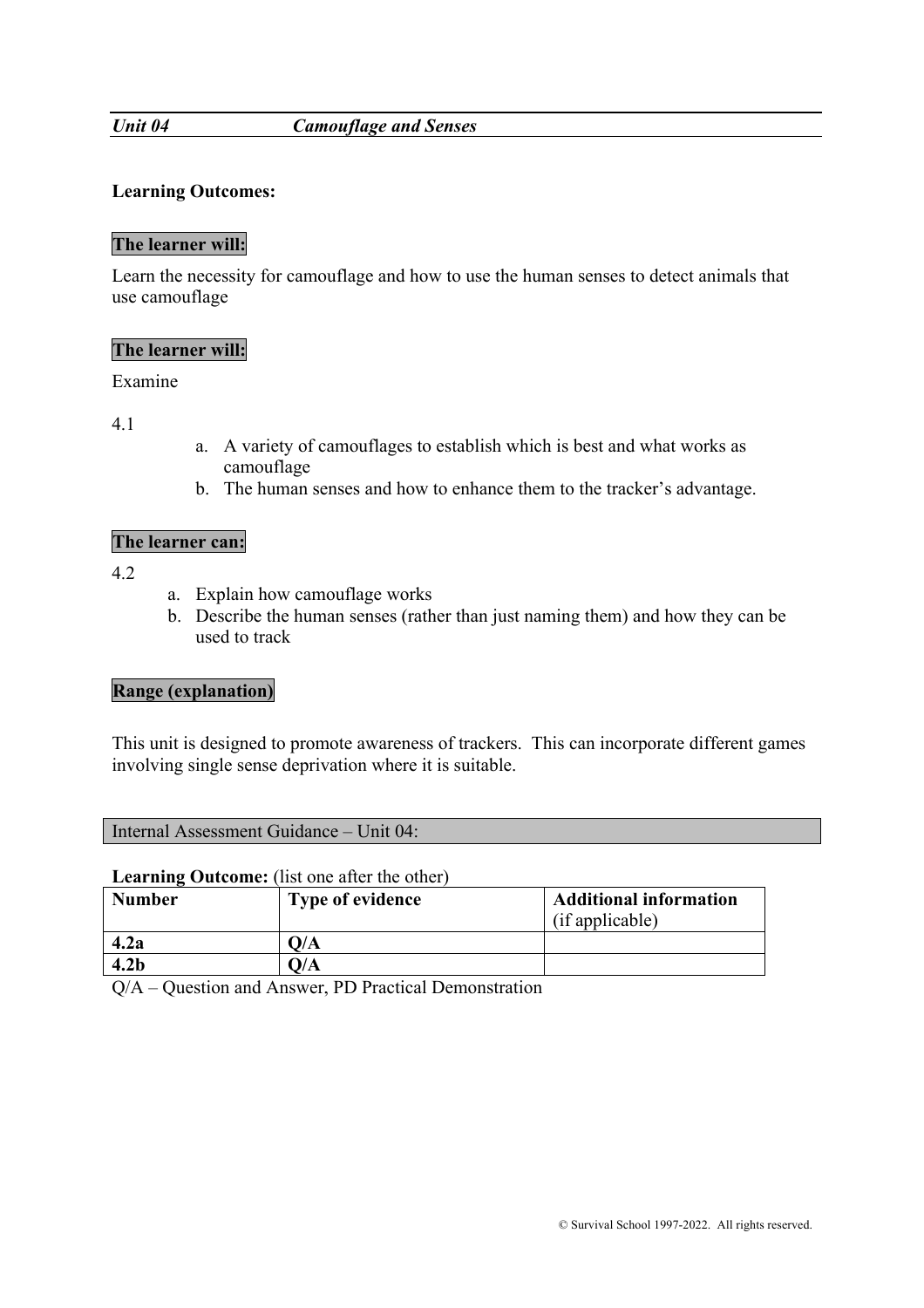## *Unit 04 — Camouflage and Senses*

**Learning Outcomes:**

**The learner will:**

Learn the necessity for camouflage and how to use the human senses to detect animals that use camouflage

**The learner will:**

Examine

4.1

a. A variety of camouflages to establish which is best and what works as camouflage
b. The human senses and how to enhance them to the tracker's advantage.

**The learner can:**

4.2

a. Explain how camouflage works
b. Describe the human senses (rather than just naming them) and how they can be used to track

**Range (explanation)**

This unit is designed to promote awareness of trackers. This can incorporate different games involving single sense deprivation where it is suitable.

Internal Assessment Guidance – Unit 04:

**Learning Outcome:** (list one after the other)

| **Number** | **Type of evidence** | **Additional information** (if applicable) |
|---|---|---|
| **4.2a** | **Q/A** | |
| **4.2b** | **Q/A** | |

Q/A – Question and Answer, PD Practical Demonstration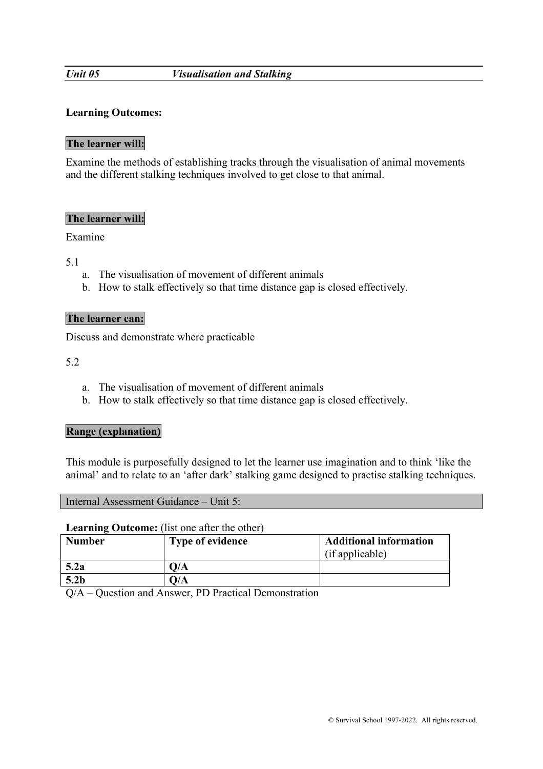***Unit 05 Visualisation and Stalking***

**Learning Outcomes:**

**The learner will:**

Examine the methods of establishing tracks through the visualisation of animal movements and the different stalking techniques involved to get close to that animal.

**The learner will:**

Examine

5.1

a. The visualisation of movement of different animals
b. How to stalk effectively so that time distance gap is closed effectively.

**The learner can:**

Discuss and demonstrate where practicable

5.2

a. The visualisation of movement of different animals
b. How to stalk effectively so that time distance gap is closed effectively.

**Range (explanation)**

This module is purposefully designed to let the learner use imagination and to think 'like the animal' and to relate to an 'after dark' stalking game designed to practise stalking techniques.

Internal Assessment Guidance – Unit 5:

**Learning Outcome:** (list one after the other)

| **Number** | **Type of evidence** | **Additional information** (if applicable) |
|---|---|---|
| **5.2a** | **Q/A** | |
| **5.2b** | **Q/A** | |

Q/A – Question and Answer, PD Practical Demonstration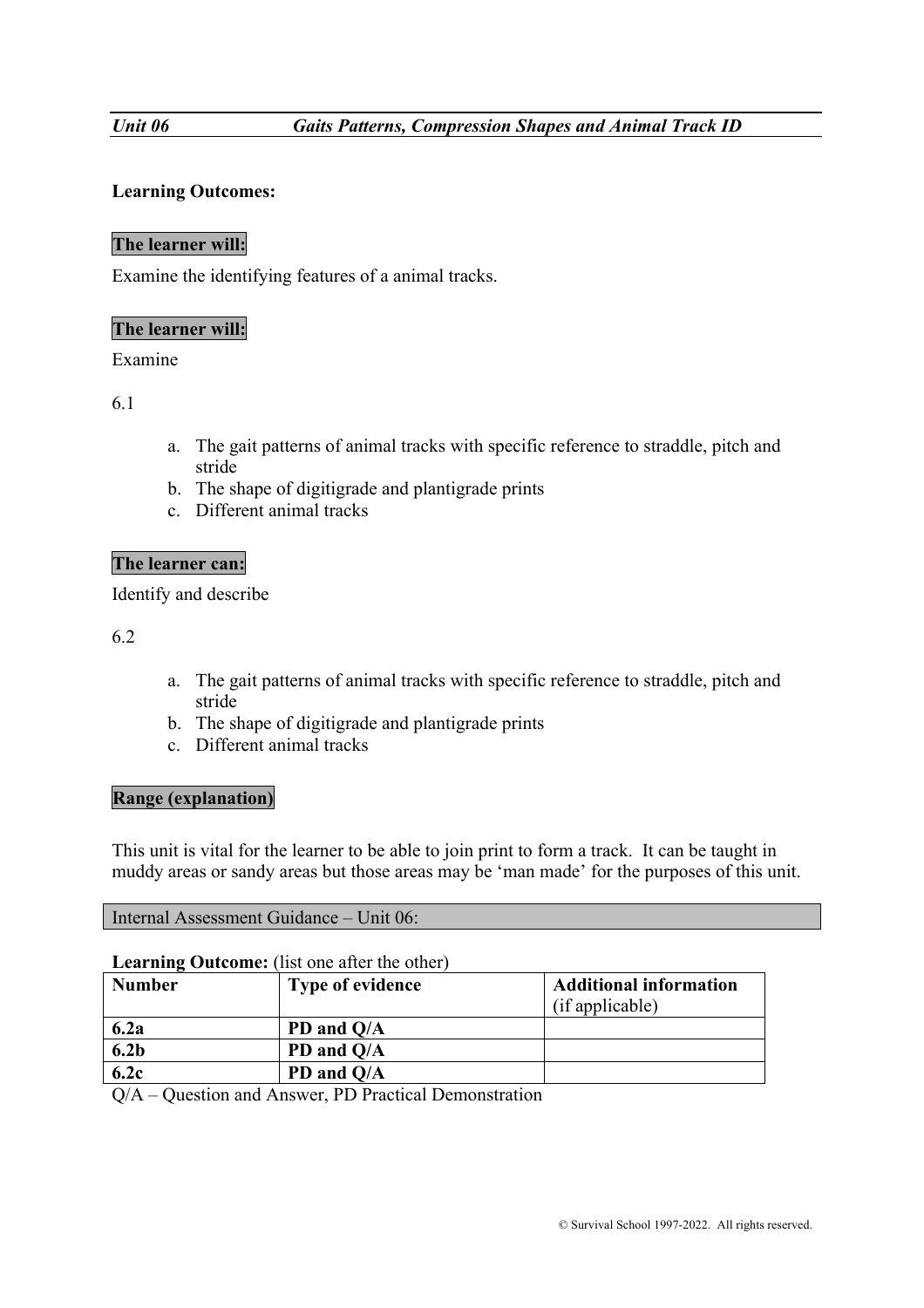## *Unit 06 Gaits Patterns, Compression Shapes and Animal Track ID*

**Learning Outcomes:**

**The learner will:**

Examine the identifying features of a animal tracks.

**The learner will:**

Examine

6.1

a. The gait patterns of animal tracks with specific reference to straddle, pitch and stride
b. The shape of digitigrade and plantigrade prints
c. Different animal tracks

**The learner can:**

Identify and describe

6.2

a. The gait patterns of animal tracks with specific reference to straddle, pitch and stride
b. The shape of digitigrade and plantigrade prints
c. Different animal tracks

**Range (explanation)**

This unit is vital for the learner to be able to join print to form a track. It can be taught in muddy areas or sandy areas but those areas may be 'man made' for the purposes of this unit.

Internal Assessment Guidance – Unit 06:

**Learning Outcome:** (list one after the other)

| **Number** | **Type of evidence** | **Additional information** (if applicable) |
|---|---|---|
| **6.2a** | **PD and Q/A** | |
| **6.2b** | **PD and Q/A** | |
| **6.2c** | **PD and Q/A** | |

Q/A – Question and Answer, PD Practical Demonstration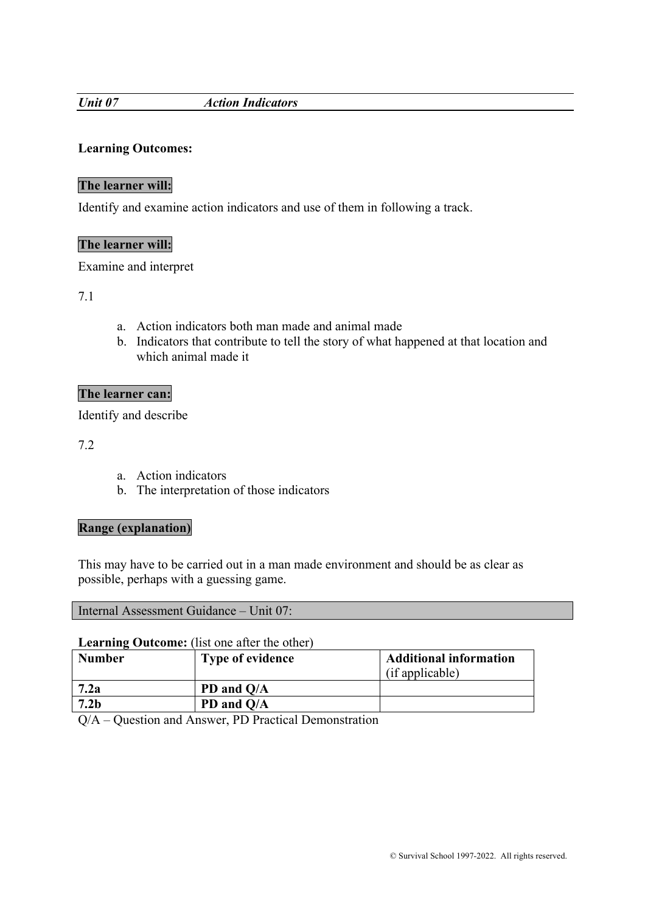## *Unit 07 Action Indicators*

**Learning Outcomes:**

**The learner will:**

Identify and examine action indicators and use of them in following a track.

**The learner will:**

Examine and interpret

7.1

a. Action indicators both man made and animal made
b. Indicators that contribute to tell the story of what happened at that location and which animal made it

**The learner can:**

Identify and describe

7.2

a. Action indicators
b. The interpretation of those indicators

**Range (explanation)**

This may have to be carried out in a man made environment and should be as clear as possible, perhaps with a guessing game.

Internal Assessment Guidance – Unit 07:

**Learning Outcome:** (list one after the other)

| Number | Type of evidence | Additional information (if applicable) |
|---|---|---|
| **7.2a** | **PD and Q/A** | |
| **7.2b** | **PD and Q/A** | |

Q/A – Question and Answer, PD Practical Demonstration

© Survival School 1997-2022. All rights reserved.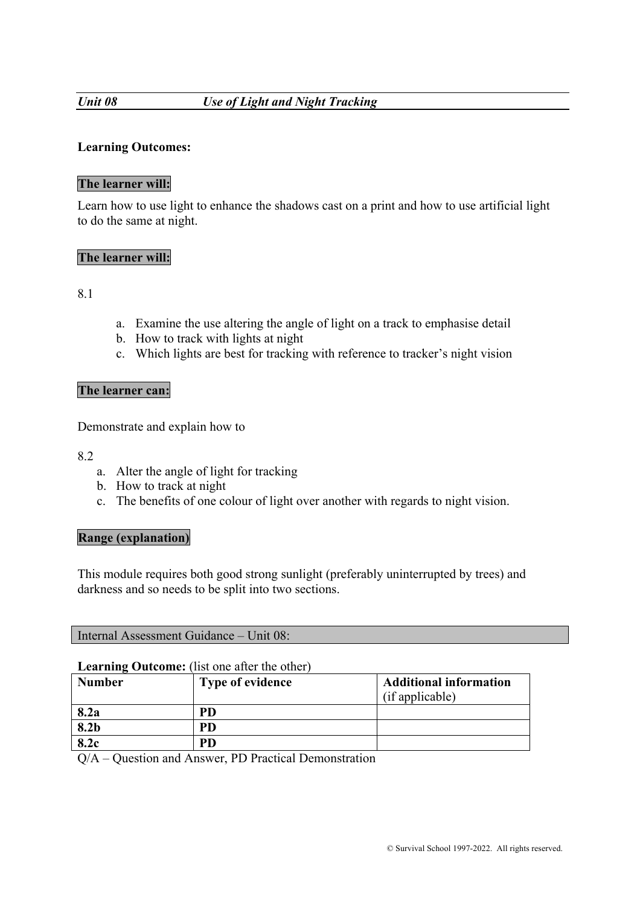## *Unit 08 Use of Light and Night Tracking*

**Learning Outcomes:**

**The learner will:**

Learn how to use light to enhance the shadows cast on a print and how to use artificial light to do the same at night.

**The learner will:**

8.1

a. Examine the use altering the angle of light on a track to emphasise detail
b. How to track with lights at night
c. Which lights are best for tracking with reference to tracker's night vision

**The learner can:**

Demonstrate and explain how to

8.2

a. Alter the angle of light for tracking
b. How to track at night
c. The benefits of one colour of light over another with regards to night vision.

**Range (explanation)**

This module requires both good strong sunlight (preferably uninterrupted by trees) and darkness and so needs to be split into two sections.

Internal Assessment Guidance – Unit 08:

**Learning Outcome:** (list one after the other)

| **Number** | **Type of evidence** | **Additional information** (if applicable) |
|---|---|---|
| **8.2a** | **PD** | |
| **8.2b** | **PD** | |
| **8.2c** | **PD** | |

Q/A – Question and Answer, PD Practical Demonstration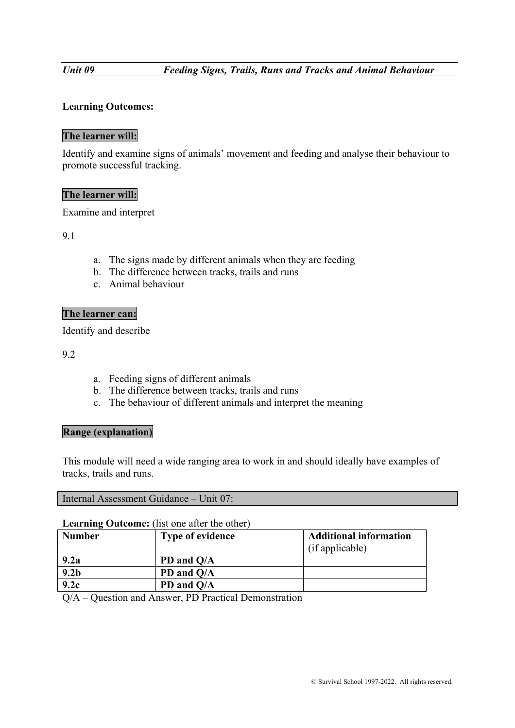*Unit 09* *Feeding Signs, Trails, Runs and Tracks and Animal Behaviour*

**Learning Outcomes:**

**The learner will:**

Identify and examine signs of animals' movement and feeding and analyse their behaviour to promote successful tracking.

**The learner will:**

Examine and interpret

9.1

a. The signs made by different animals when they are feeding
b. The difference between tracks, trails and runs
c. Animal behaviour

**The learner can:**

Identify and describe

9.2

a. Feeding signs of different animals
b. The difference between tracks, trails and runs
c. The behaviour of different animals and interpret the meaning

**Range (explanation)**

This module will need a wide ranging area to work in and should ideally have examples of tracks, trails and runs.

Internal Assessment Guidance – Unit 07:

**Learning Outcome:** (list one after the other)

| **Number** | **Type of evidence** | **Additional information** (if applicable) |
|---|---|---|
| **9.2a** | **PD and Q/A** | |
| **9.2b** | **PD and Q/A** | |
| **9.2c** | **PD and Q/A** | |

Q/A – Question and Answer, PD Practical Demonstration

© Survival School 1997-2022. All rights reserved.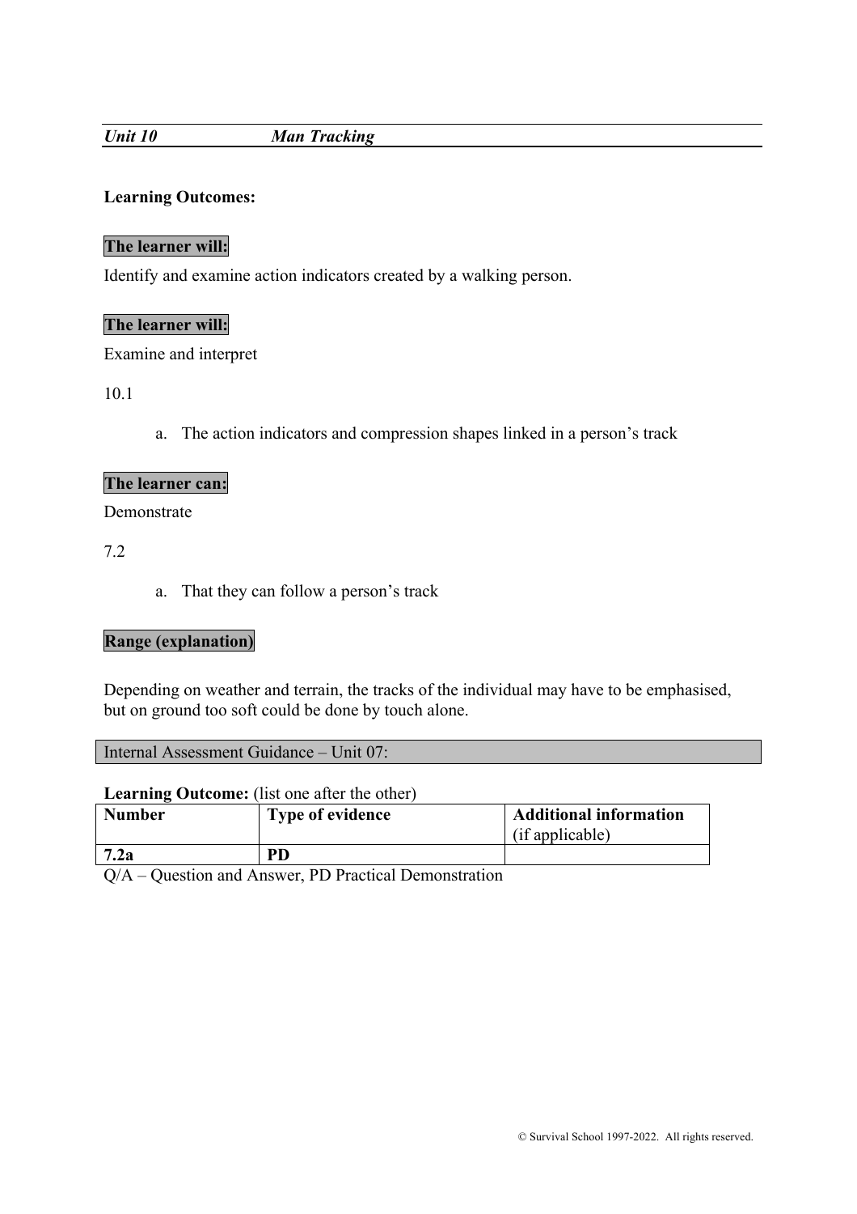***Unit 10*** ***Man Tracking***

**Learning Outcomes:**

**The learner will:**

Identify and examine action indicators created by a walking person.

**The learner will:**

Examine and interpret

10.1

a. The action indicators and compression shapes linked in a person's track

**The learner can:**

Demonstrate

7.2

a. That they can follow a person's track

**Range (explanation)**

Depending on weather and terrain, the tracks of the individual may have to be emphasised, but on ground too soft could be done by touch alone.

Internal Assessment Guidance – Unit 07:

**Learning Outcome:** (list one after the other)

| **Number** | **Type of evidence** | **Additional information** (if applicable) |
| --- | --- | --- |
| **7.2a** | **PD** | |

Q/A – Question and Answer, PD Practical Demonstration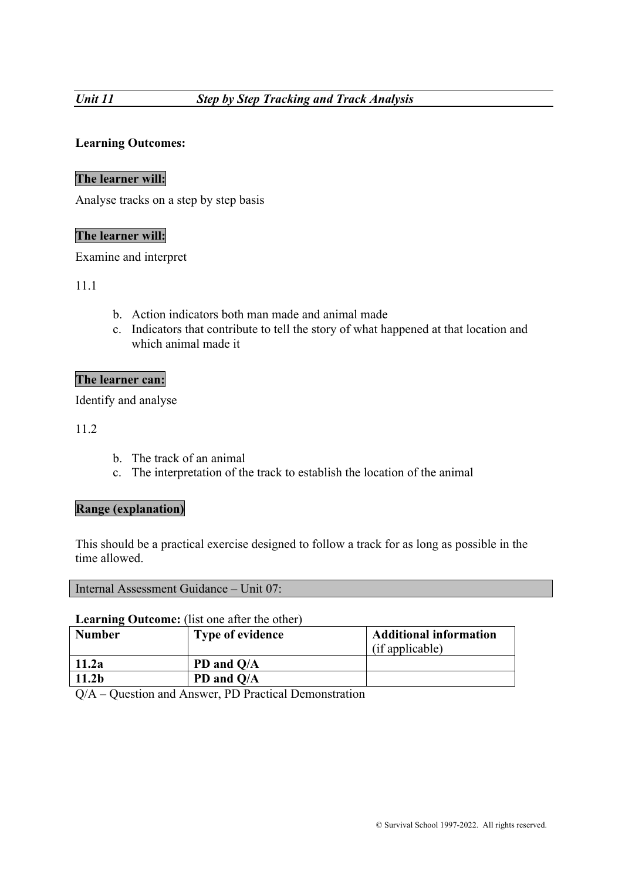***Unit 11 Step by Step Tracking and Track Analysis***

**Learning Outcomes:**

**The learner will:**

Analyse tracks on a step by step basis

**The learner will:**

Examine and interpret

11.1

b. Action indicators both man made and animal made
c. Indicators that contribute to tell the story of what happened at that location and which animal made it

**The learner can:**

Identify and analyse

11.2

b. The track of an animal
c. The interpretation of the track to establish the location of the animal

**Range (explanation)**

This should be a practical exercise designed to follow a track for as long as possible in the time allowed.

Internal Assessment Guidance – Unit 07:

**Learning Outcome:** (list one after the other)

| **Number** | **Type of evidence** | **Additional information** (if applicable) |
|---|---|---|
| **11.2a** | **PD and Q/A** | |
| **11.2b** | **PD and Q/A** | |

Q/A – Question and Answer, PD Practical Demonstration